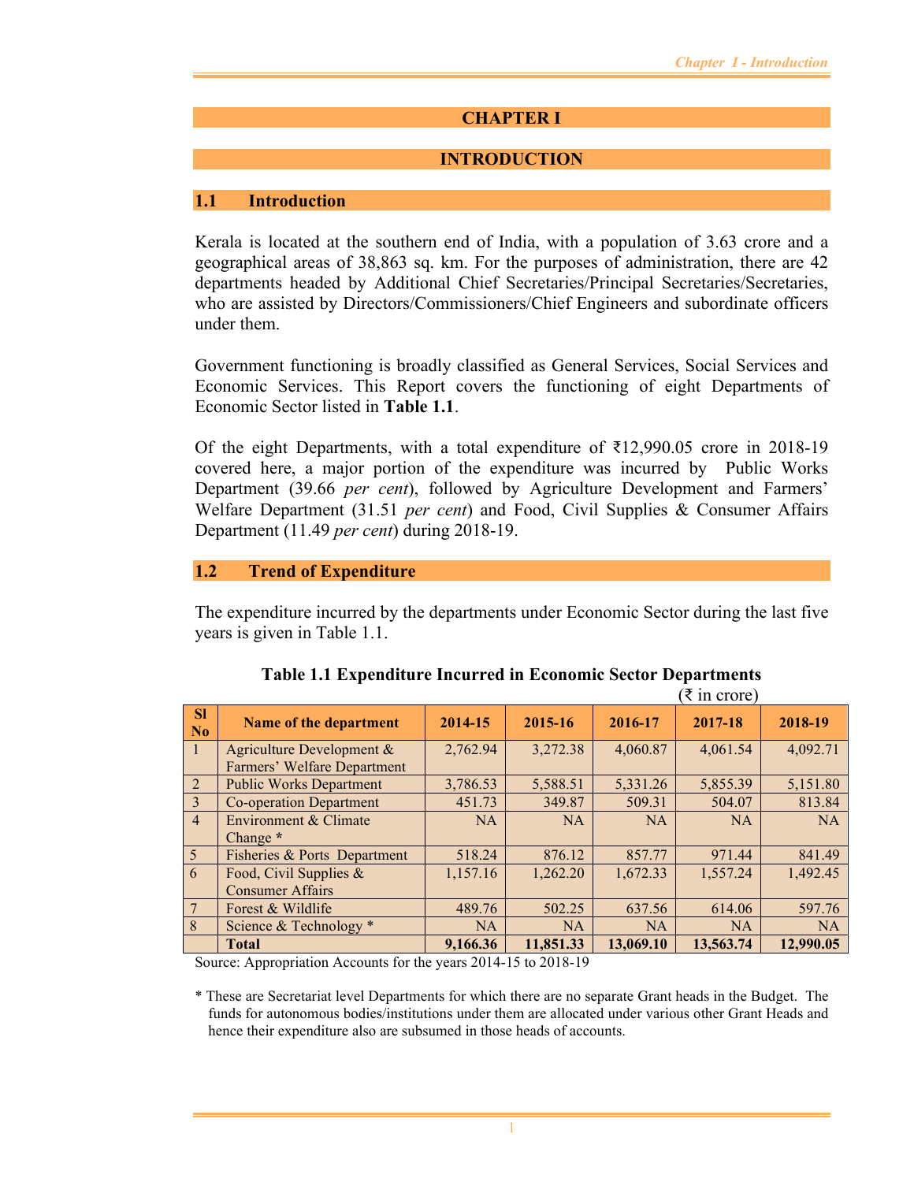# CHAPTER I

# INTRODUCTION

## 1.1 Introduction

Kerala is located at the southern end of India, with a population of 3.63 crore and a geographical areas of 38,863 sq. km. For the purposes of administration, there are 42 departments headed by Additional Chief Secretaries/Principal Secretaries/Secretaries, who are assisted by Directors/Commissioners/Chief Engineers and subordinate officers under them.

Government functioning is broadly classified as General Services, Social Services and Economic Services. This Report covers the functioning of eight Departments of Economic Sector listed in **Table 1.1**.

Of the eight Departments, with a total expenditure of ₹12,990.05 crore in 2018-19 covered here, a major portion of the expenditure was incurred by Public Works Department (39.66 *per cent*), followed by Agriculture Development and Farmers' Welfare Department (31.51 *per cent*) and Food, Civil Supplies & Consumer Affairs Department (11.49 *per cent*) during 2018-19.

## 1.2 Trend of Expenditure

The expenditure incurred by the departments under Economic Sector during the last five years is given in Table 1.1.

**Table 1.1 Expenditure Incurred in Economic Sector Departments**

(₹ in crore)

| Sl No | Name of the department | 2014-15 | 2015-16 | 2016-17 | 2017-18 | 2018-19 |
|---|---|---|---|---|---|---|
| 1 | Agriculture Development & Farmers' Welfare Department | 2,762.94 | 3,272.38 | 4,060.87 | 4,061.54 | 4,092.71 |
| 2 | Public Works Department | 3,786.53 | 5,588.51 | 5,331.26 | 5,855.39 | 5,151.80 |
| 3 | Co-operation Department | 451.73 | 349.87 | 509.31 | 504.07 | 813.84 |
| 4 | Environment & Climate Change * | NA | NA | NA | NA | NA |
| 5 | Fisheries & Ports Department | 518.24 | 876.12 | 857.77 | 971.44 | 841.49 |
| 6 | Food, Civil Supplies & Consumer Affairs | 1,157.16 | 1,262.20 | 1,672.33 | 1,557.24 | 1,492.45 |
| 7 | Forest & Wildlife | 489.76 | 502.25 | 637.56 | 614.06 | 597.76 |
| 8 | Science & Technology * | NA | NA | NA | NA | NA |
| | **Total** | **9,166.36** | **11,851.33** | **13,069.10** | **13,563.74** | **12,990.05** |

Source: Appropriation Accounts for the years 2014-15 to 2018-19

\* These are Secretariat level Departments for which there are no separate Grant heads in the Budget. The funds for autonomous bodies/institutions under them are allocated under various other Grant Heads and hence their expenditure also are subsumed in those heads of accounts.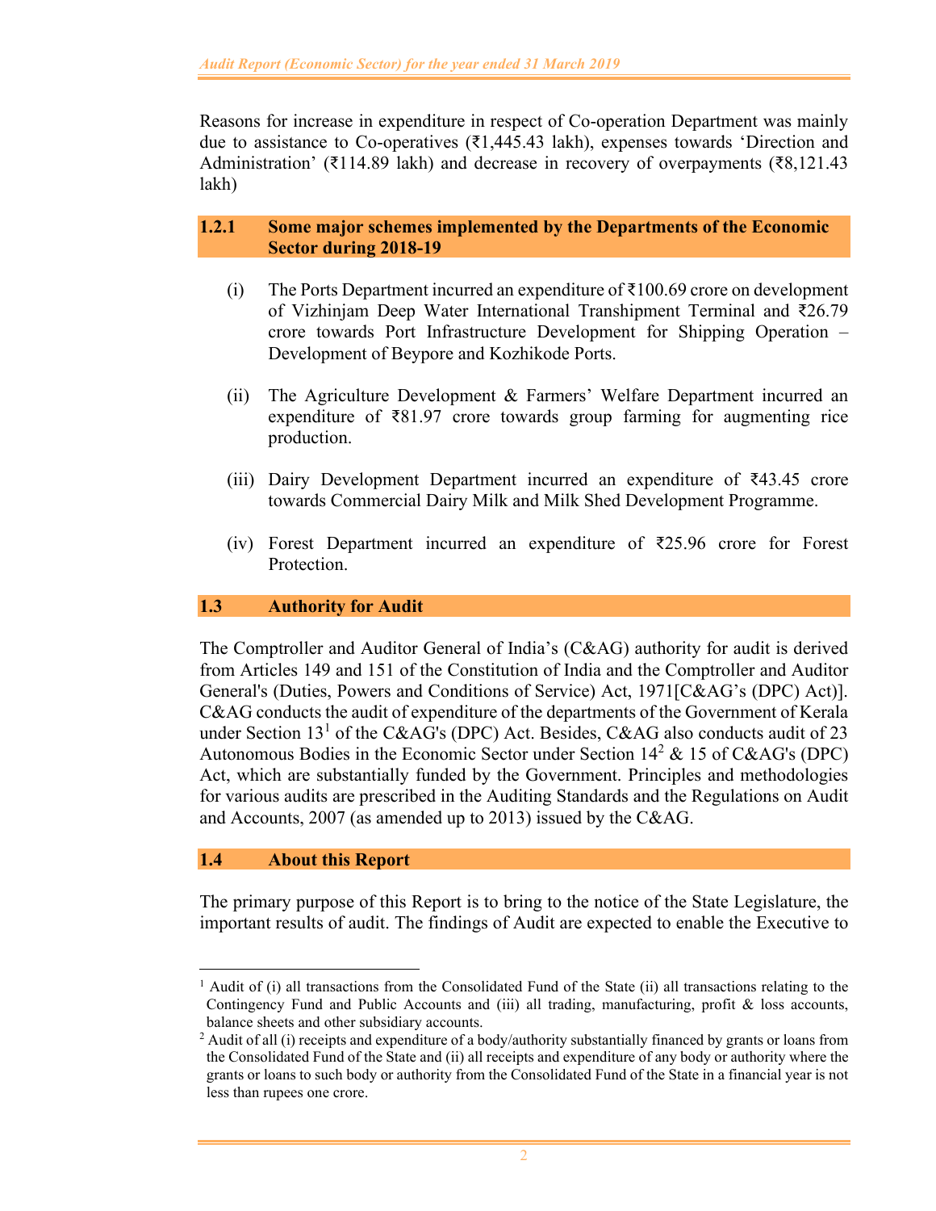Reasons for increase in expenditure in respect of Co-operation Department was mainly due to assistance to Co-operatives (₹1,445.43 lakh), expenses towards 'Direction and Administration' (₹114.89 lakh) and decrease in recovery of overpayments (₹8,121.43 lakh)

### 1.2.1 Some major schemes implemented by the Departments of the Economic Sector during 2018-19

(i) The Ports Department incurred an expenditure of ₹100.69 crore on development of Vizhinjam Deep Water International Transhipment Terminal and ₹26.79 crore towards Port Infrastructure Development for Shipping Operation – Development of Beypore and Kozhikode Ports.

(ii) The Agriculture Development & Farmers' Welfare Department incurred an expenditure of ₹81.97 crore towards group farming for augmenting rice production.

(iii) Dairy Development Department incurred an expenditure of ₹43.45 crore towards Commercial Dairy Milk and Milk Shed Development Programme.

(iv) Forest Department incurred an expenditure of ₹25.96 crore for Forest Protection.

## 1.3 Authority for Audit

The Comptroller and Auditor General of India's (C&AG) authority for audit is derived from Articles 149 and 151 of the Constitution of India and the Comptroller and Auditor General's (Duties, Powers and Conditions of Service) Act, 1971[C&AG's (DPC) Act)]. C&AG conducts the audit of expenditure of the departments of the Government of Kerala under Section 13[1] of the C&AG's (DPC) Act. Besides, C&AG also conducts audit of 23 Autonomous Bodies in the Economic Sector under Section 14[2] & 15 of C&AG's (DPC) Act, which are substantially funded by the Government. Principles and methodologies for various audits are prescribed in the Auditing Standards and the Regulations on Audit and Accounts, 2007 (as amended up to 2013) issued by the C&AG.

## 1.4 About this Report

The primary purpose of this Report is to bring to the notice of the State Legislature, the important results of audit. The findings of Audit are expected to enable the Executive to

---

[1] Audit of (i) all transactions from the Consolidated Fund of the State (ii) all transactions relating to the Contingency Fund and Public Accounts and (iii) all trading, manufacturing, profit & loss accounts, balance sheets and other subsidiary accounts.

[2] Audit of all (i) receipts and expenditure of a body/authority substantially financed by grants or loans from the Consolidated Fund of the State and (ii) all receipts and expenditure of any body or authority where the grants or loans to such body or authority from the Consolidated Fund of the State in a financial year is not less than rupees one crore.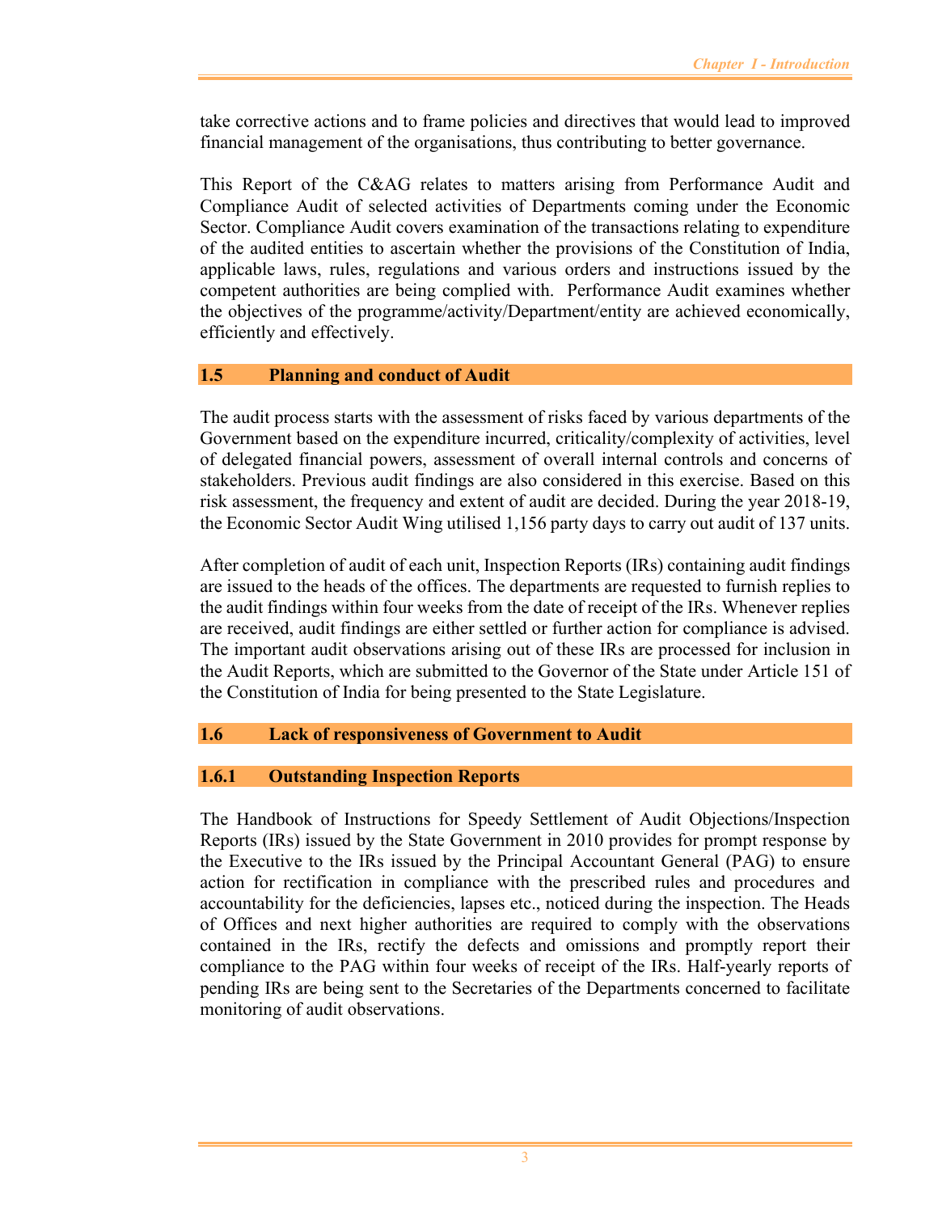take corrective actions and to frame policies and directives that would lead to improved financial management of the organisations, thus contributing to better governance.

This Report of the C&AG relates to matters arising from Performance Audit and Compliance Audit of selected activities of Departments coming under the Economic Sector. Compliance Audit covers examination of the transactions relating to expenditure of the audited entities to ascertain whether the provisions of the Constitution of India, applicable laws, rules, regulations and various orders and instructions issued by the competent authorities are being complied with. Performance Audit examines whether the objectives of the programme/activity/Department/entity are achieved economically, efficiently and effectively.

## 1.5 Planning and conduct of Audit

The audit process starts with the assessment of risks faced by various departments of the Government based on the expenditure incurred, criticality/complexity of activities, level of delegated financial powers, assessment of overall internal controls and concerns of stakeholders. Previous audit findings are also considered in this exercise. Based on this risk assessment, the frequency and extent of audit are decided. During the year 2018-19, the Economic Sector Audit Wing utilised 1,156 party days to carry out audit of 137 units.

After completion of audit of each unit, Inspection Reports (IRs) containing audit findings are issued to the heads of the offices. The departments are requested to furnish replies to the audit findings within four weeks from the date of receipt of the IRs. Whenever replies are received, audit findings are either settled or further action for compliance is advised. The important audit observations arising out of these IRs are processed for inclusion in the Audit Reports, which are submitted to the Governor of the State under Article 151 of the Constitution of India for being presented to the State Legislature.

## 1.6 Lack of responsiveness of Government to Audit

### 1.6.1 Outstanding Inspection Reports

The Handbook of Instructions for Speedy Settlement of Audit Objections/Inspection Reports (IRs) issued by the State Government in 2010 provides for prompt response by the Executive to the IRs issued by the Principal Accountant General (PAG) to ensure action for rectification in compliance with the prescribed rules and procedures and accountability for the deficiencies, lapses etc., noticed during the inspection. The Heads of Offices and next higher authorities are required to comply with the observations contained in the IRs, rectify the defects and omissions and promptly report their compliance to the PAG within four weeks of receipt of the IRs. Half-yearly reports of pending IRs are being sent to the Secretaries of the Departments concerned to facilitate monitoring of audit observations.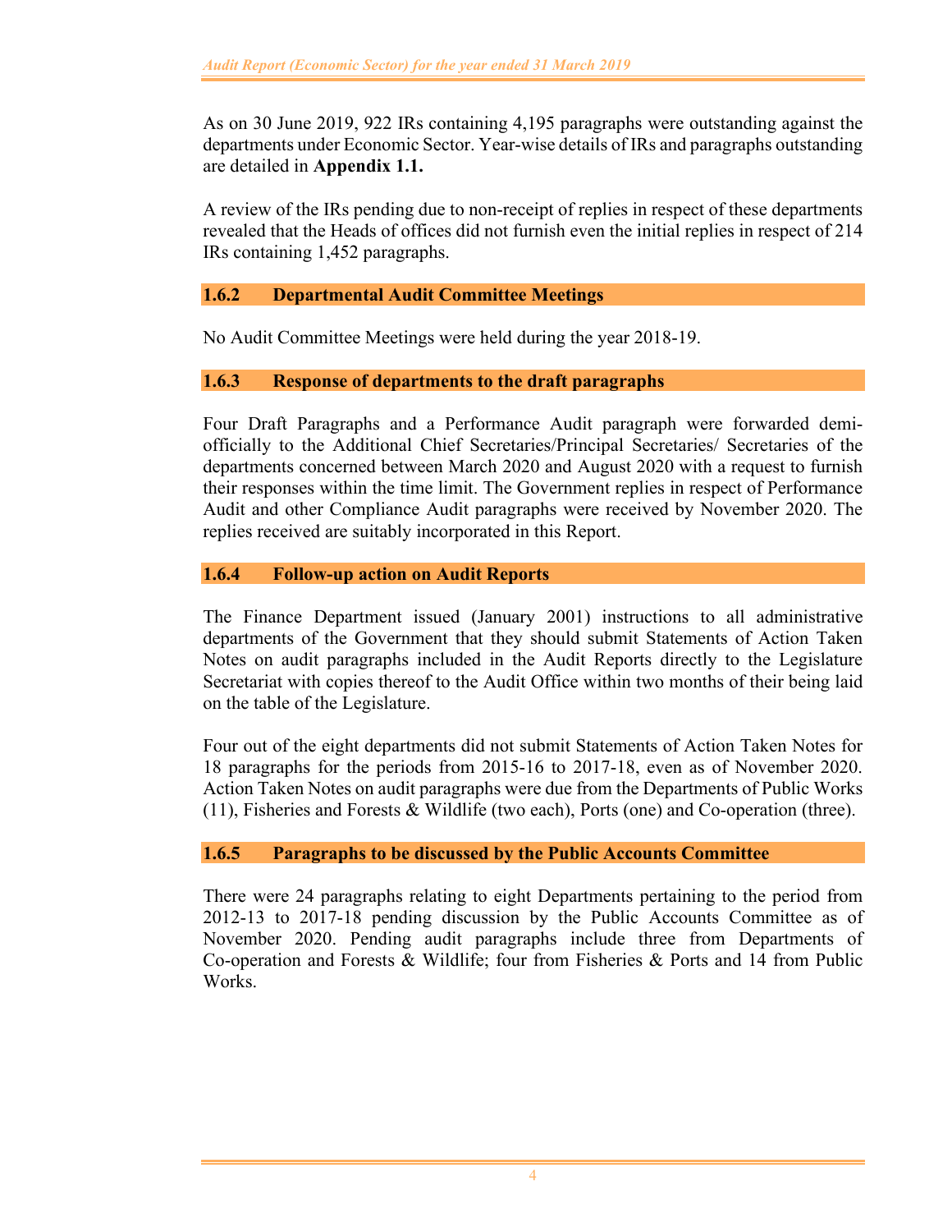As on 30 June 2019, 922 IRs containing 4,195 paragraphs were outstanding against the departments under Economic Sector. Year-wise details of IRs and paragraphs outstanding are detailed in **Appendix 1.1.**

A review of the IRs pending due to non-receipt of replies in respect of these departments revealed that the Heads of offices did not furnish even the initial replies in respect of 214 IRs containing 1,452 paragraphs.

### 1.6.2 Departmental Audit Committee Meetings

No Audit Committee Meetings were held during the year 2018-19.

### 1.6.3 Response of departments to the draft paragraphs

Four Draft Paragraphs and a Performance Audit paragraph were forwarded demi-officially to the Additional Chief Secretaries/Principal Secretaries/ Secretaries of the departments concerned between March 2020 and August 2020 with a request to furnish their responses within the time limit. The Government replies in respect of Performance Audit and other Compliance Audit paragraphs were received by November 2020. The replies received are suitably incorporated in this Report.

### 1.6.4 Follow-up action on Audit Reports

The Finance Department issued (January 2001) instructions to all administrative departments of the Government that they should submit Statements of Action Taken Notes on audit paragraphs included in the Audit Reports directly to the Legislature Secretariat with copies thereof to the Audit Office within two months of their being laid on the table of the Legislature.

Four out of the eight departments did not submit Statements of Action Taken Notes for 18 paragraphs for the periods from 2015-16 to 2017-18, even as of November 2020. Action Taken Notes on audit paragraphs were due from the Departments of Public Works (11), Fisheries and Forests & Wildlife (two each), Ports (one) and Co-operation (three).

### 1.6.5 Paragraphs to be discussed by the Public Accounts Committee

There were 24 paragraphs relating to eight Departments pertaining to the period from 2012-13 to 2017-18 pending discussion by the Public Accounts Committee as of November 2020. Pending audit paragraphs include three from Departments of Co-operation and Forests & Wildlife; four from Fisheries & Ports and 14 from Public Works.